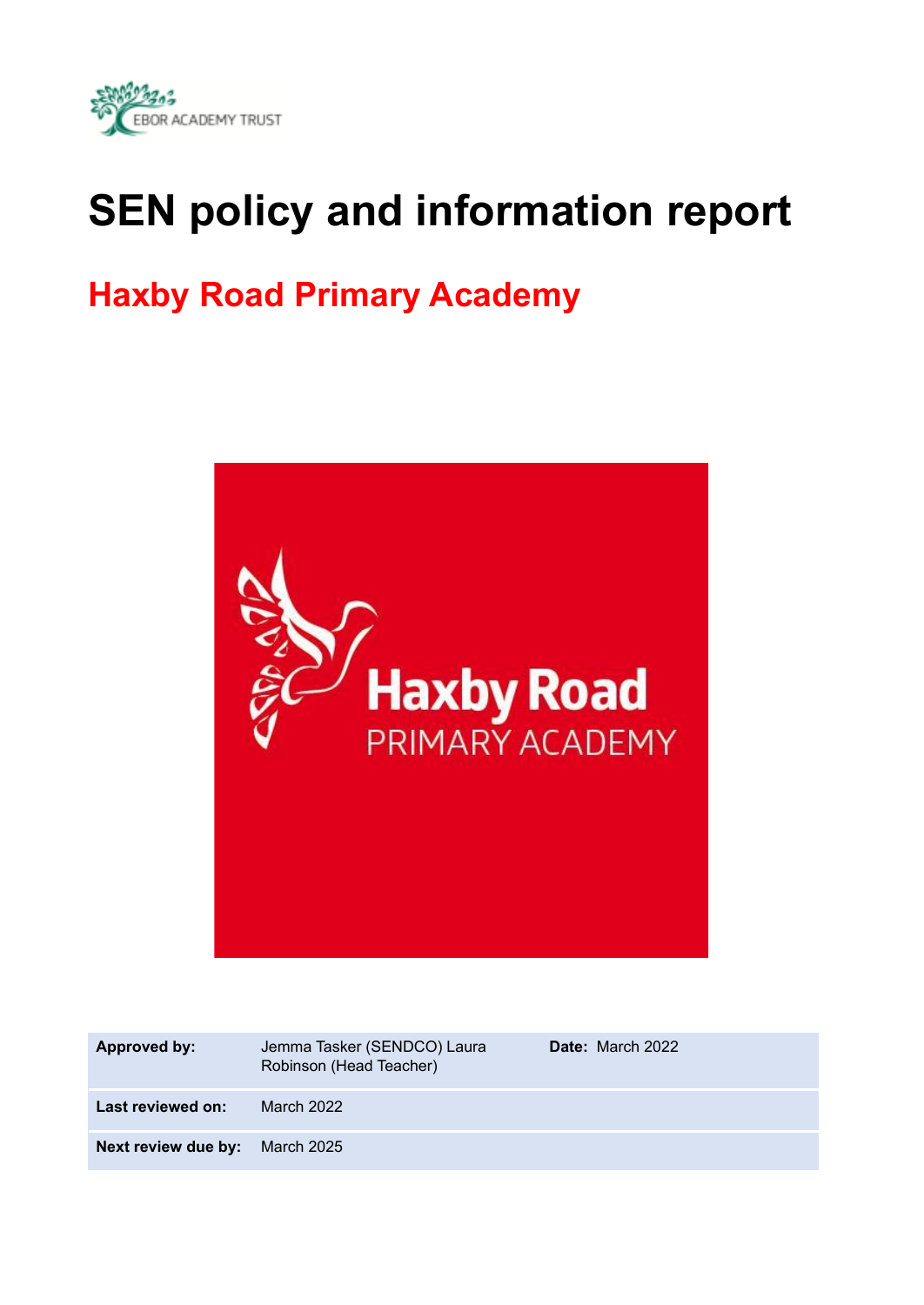# SEN policy and information report

## Haxby Road Primary Academy

| | | |
|---|---|---|
| **Approved by:** | Jemma Tasker (SENDCO) Laura Robinson (Head Teacher) | **Date:** March 2022 |
| **Last reviewed on:** | March 2022 | |
| **Next review due by:** | March 2025 | |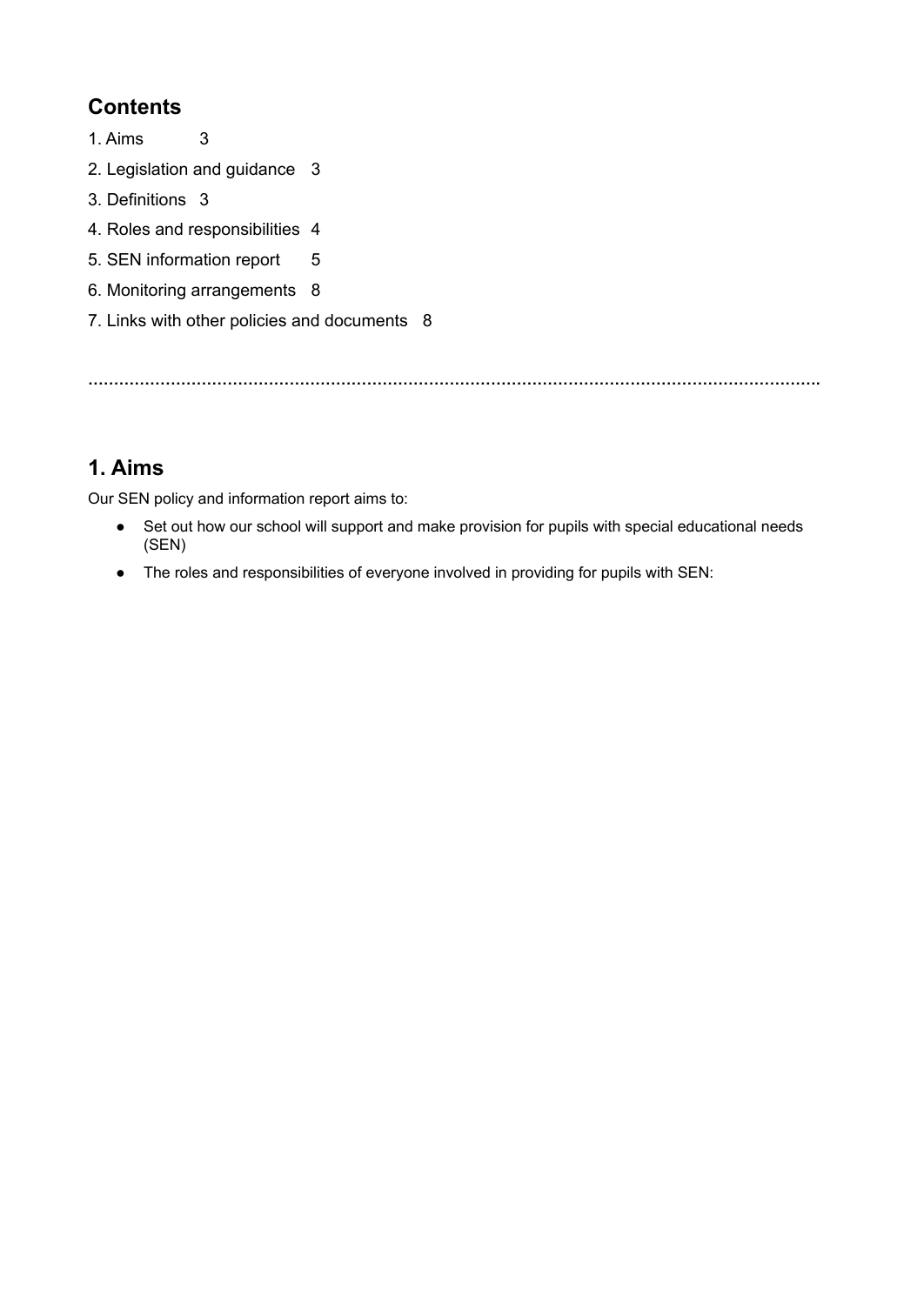## Contents

1. Aims 3
2. Legislation and guidance 3
3. Definitions 3
4. Roles and responsibilities 4
5. SEN information report 5
6. Monitoring arrangements 8
7. Links with other policies and documents 8

…………………………………………………………………………………………………………………………

## 1. Aims

Our SEN policy and information report aims to:

- Set out how our school will support and make provision for pupils with special educational needs (SEN)
- The roles and responsibilities of everyone involved in providing for pupils with SEN: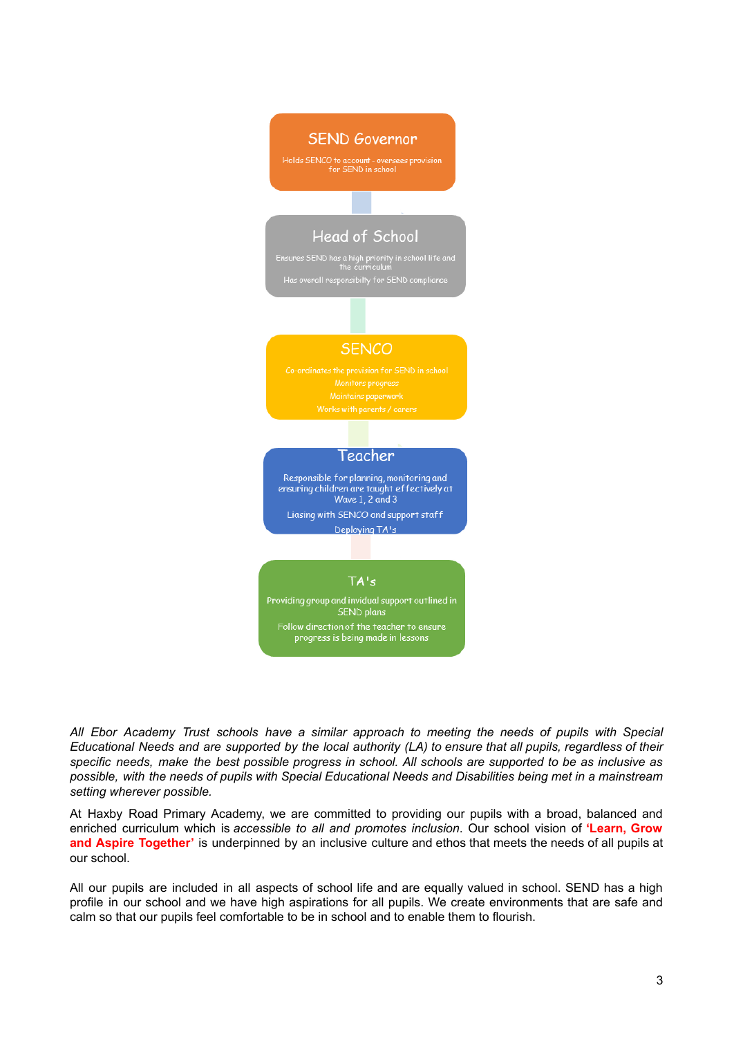**SEND Governor**

Holds SENCO to account - oversees provision for SEND in school

**Head of School**

Ensures SEND has a high priority in school life and the curriculum

Has overall responsibilty for SEND compliance

**SENCO**

Co-ordinates the provision for SEND in school

Monitors progress

Maintains paperwork

Works with parents / carers

**Teacher**

Responsible for planning, monitoring and ensuring children are taught effectively at Wave 1, 2 and 3

Liasing with SENCO and support staff

Deploying TA's

**TA's**

Providing group and invidual support outlined in SEND plans

Follow direction of the teacher to ensure progress is being made in lessons

*All Ebor Academy Trust schools have a similar approach to meeting the needs of pupils with Special Educational Needs and are supported by the local authority (LA) to ensure that all pupils, regardless of their specific needs, make the best possible progress in school. All schools are supported to be as inclusive as possible, with the needs of pupils with Special Educational Needs and Disabilities being met in a mainstream setting wherever possible.*

At Haxby Road Primary Academy, we are committed to providing our pupils with a broad, balanced and enriched curriculum which is *accessible to all and promotes inclusion*. Our school vision of **'Learn, Grow and Aspire Together'** is underpinned by an inclusive culture and ethos that meets the needs of all pupils at our school.

All our pupils are included in all aspects of school life and are equally valued in school. SEND has a high profile in our school and we have high aspirations for all pupils. We create environments that are safe and calm so that our pupils feel comfortable to be in school and to enable them to flourish.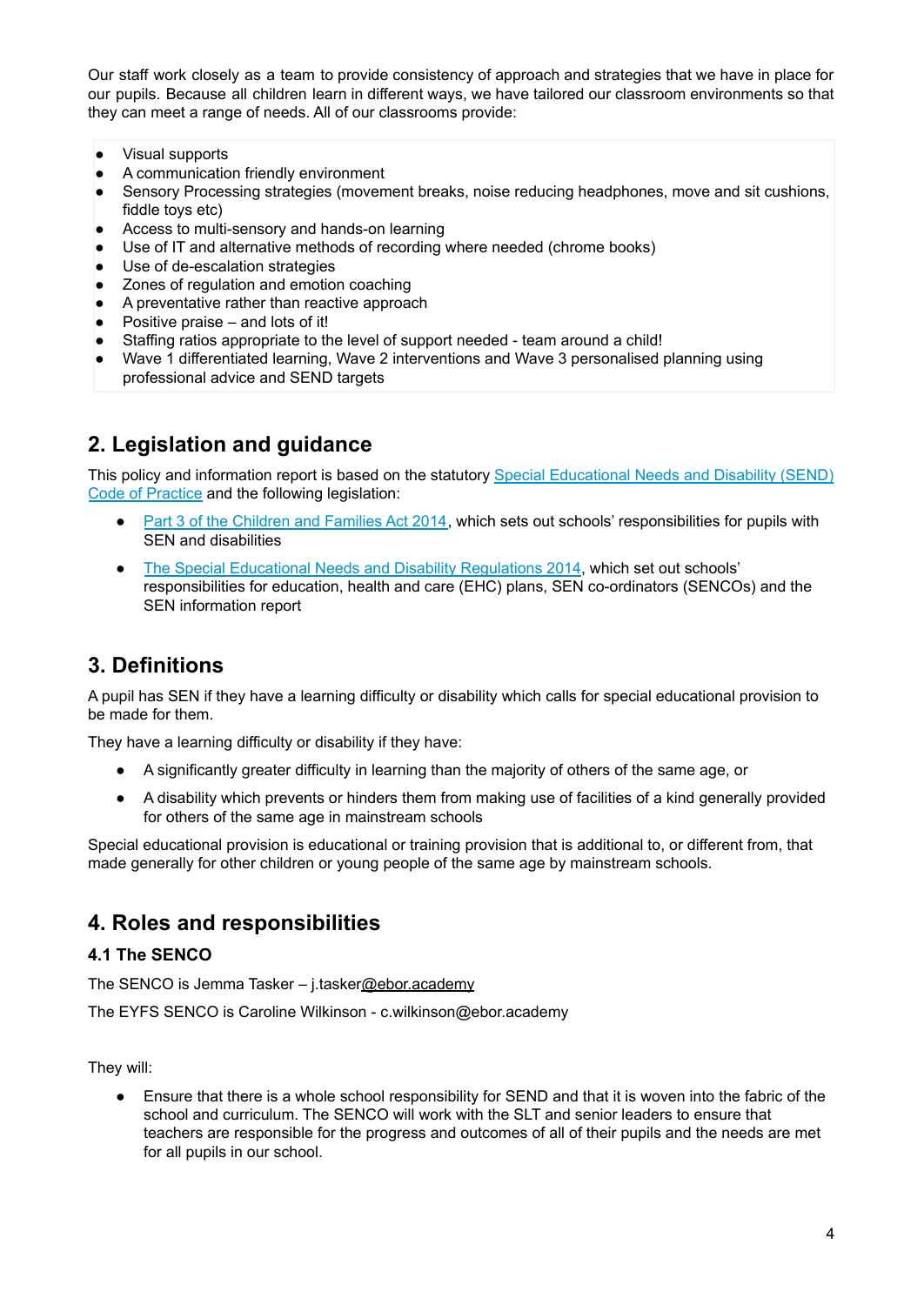Our staff work closely as a team to provide consistency of approach and strategies that we have in place for our pupils. Because all children learn in different ways, we have tailored our classroom environments so that they can meet a range of needs. All of our classrooms provide:

- Visual supports
- A communication friendly environment
- Sensory Processing strategies (movement breaks, noise reducing headphones, move and sit cushions, fiddle toys etc)
- Access to multi-sensory and hands-on learning
- Use of IT and alternative methods of recording where needed (chrome books)
- Use of de-escalation strategies
- Zones of regulation and emotion coaching
- A preventative rather than reactive approach
- Positive praise – and lots of it!
- Staffing ratios appropriate to the level of support needed - team around a child!
- Wave 1 differentiated learning, Wave 2 interventions and Wave 3 personalised planning using professional advice and SEND targets

## 2. Legislation and guidance

This policy and information report is based on the statutory Special Educational Needs and Disability (SEND) Code of Practice and the following legislation:

- Part 3 of the Children and Families Act 2014, which sets out schools' responsibilities for pupils with SEN and disabilities
- The Special Educational Needs and Disability Regulations 2014, which set out schools' responsibilities for education, health and care (EHC) plans, SEN co-ordinators (SENCOs) and the SEN information report

## 3. Definitions

A pupil has SEN if they have a learning difficulty or disability which calls for special educational provision to be made for them.

They have a learning difficulty or disability if they have:

- A significantly greater difficulty in learning than the majority of others of the same age, or
- A disability which prevents or hinders them from making use of facilities of a kind generally provided for others of the same age in mainstream schools

Special educational provision is educational or training provision that is additional to, or different from, that made generally for other children or young people of the same age by mainstream schools.

## 4. Roles and responsibilities

### 4.1 The SENCO

The SENCO is Jemma Tasker – j.tasker@ebor.academy

The EYFS SENCO is Caroline Wilkinson - c.wilkinson@ebor.academy

They will:

- Ensure that there is a whole school responsibility for SEND and that it is woven into the fabric of the school and curriculum. The SENCO will work with the SLT and senior leaders to ensure that teachers are responsible for the progress and outcomes of all of their pupils and the needs are met for all pupils in our school.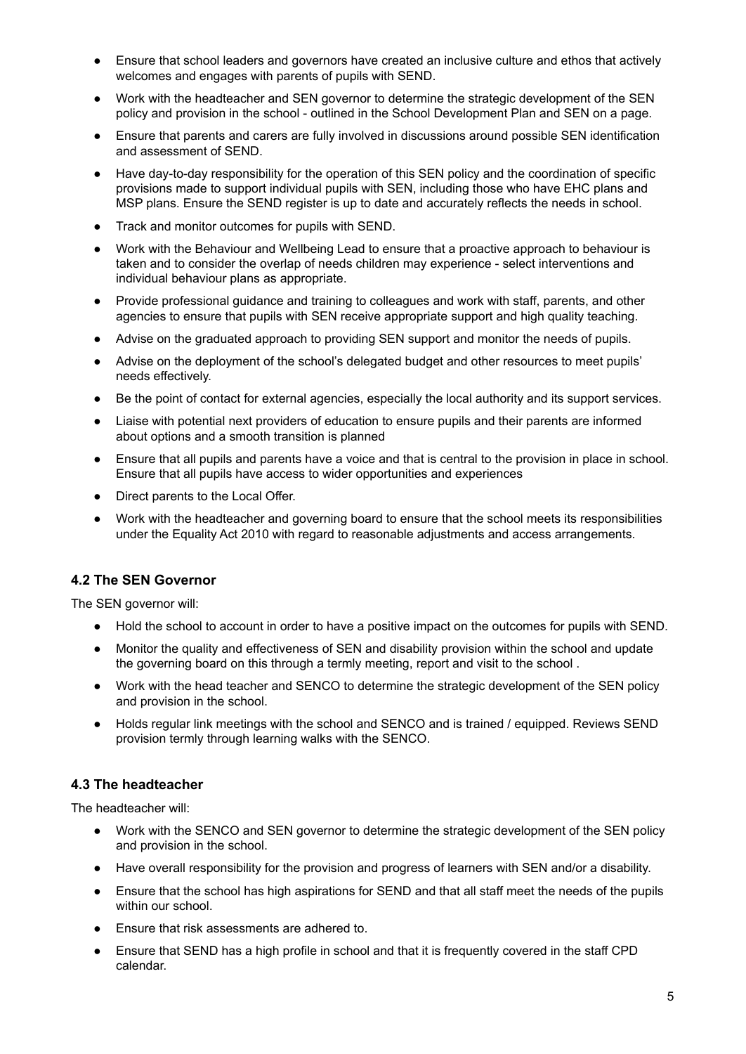- Ensure that school leaders and governors have created an inclusive culture and ethos that actively welcomes and engages with parents of pupils with SEND.
- Work with the headteacher and SEN governor to determine the strategic development of the SEN policy and provision in the school - outlined in the School Development Plan and SEN on a page.
- Ensure that parents and carers are fully involved in discussions around possible SEN identification and assessment of SEND.
- Have day-to-day responsibility for the operation of this SEN policy and the coordination of specific provisions made to support individual pupils with SEN, including those who have EHC plans and MSP plans. Ensure the SEND register is up to date and accurately reflects the needs in school.
- Track and monitor outcomes for pupils with SEND.
- Work with the Behaviour and Wellbeing Lead to ensure that a proactive approach to behaviour is taken and to consider the overlap of needs children may experience - select interventions and individual behaviour plans as appropriate.
- Provide professional guidance and training to colleagues and work with staff, parents, and other agencies to ensure that pupils with SEN receive appropriate support and high quality teaching.
- Advise on the graduated approach to providing SEN support and monitor the needs of pupils.
- Advise on the deployment of the school's delegated budget and other resources to meet pupils' needs effectively.
- Be the point of contact for external agencies, especially the local authority and its support services.
- Liaise with potential next providers of education to ensure pupils and their parents are informed about options and a smooth transition is planned
- Ensure that all pupils and parents have a voice and that is central to the provision in place in school. Ensure that all pupils have access to wider opportunities and experiences
- Direct parents to the Local Offer.
- Work with the headteacher and governing board to ensure that the school meets its responsibilities under the Equality Act 2010 with regard to reasonable adjustments and access arrangements.

### 4.2 The SEN Governor

The SEN governor will:

- Hold the school to account in order to have a positive impact on the outcomes for pupils with SEND.
- Monitor the quality and effectiveness of SEN and disability provision within the school and update the governing board on this through a termly meeting, report and visit to the school .
- Work with the head teacher and SENCO to determine the strategic development of the SEN policy and provision in the school.
- Holds regular link meetings with the school and SENCO and is trained / equipped. Reviews SEND provision termly through learning walks with the SENCO.

### 4.3 The headteacher

The headteacher will:

- Work with the SENCO and SEN governor to determine the strategic development of the SEN policy and provision in the school.
- Have overall responsibility for the provision and progress of learners with SEN and/or a disability.
- Ensure that the school has high aspirations for SEND and that all staff meet the needs of the pupils within our school.
- Ensure that risk assessments are adhered to.
- Ensure that SEND has a high profile in school and that it is frequently covered in the staff CPD calendar.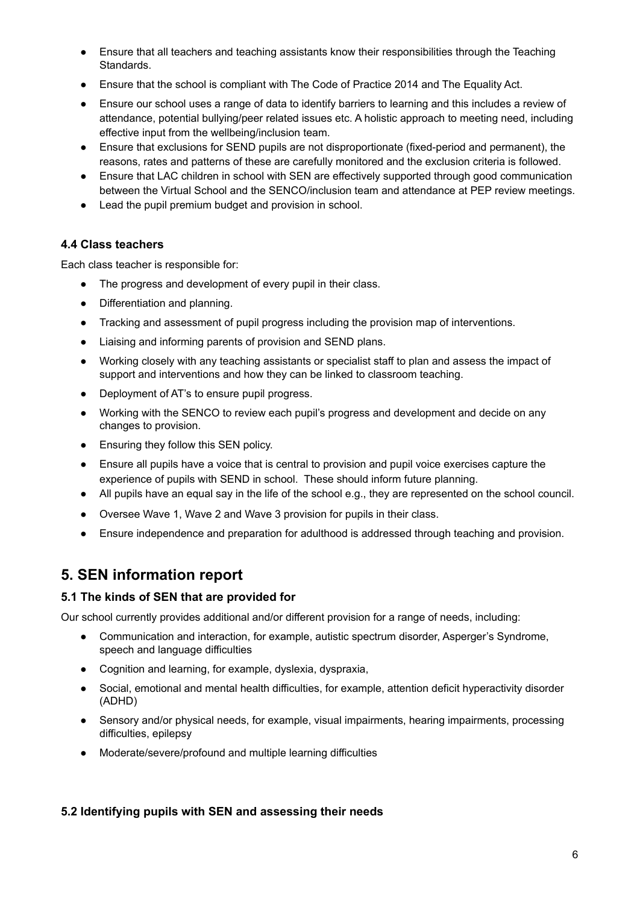- Ensure that all teachers and teaching assistants know their responsibilities through the Teaching Standards.
- Ensure that the school is compliant with The Code of Practice 2014 and The Equality Act.
- Ensure our school uses a range of data to identify barriers to learning and this includes a review of attendance, potential bullying/peer related issues etc. A holistic approach to meeting need, including effective input from the wellbeing/inclusion team.
- Ensure that exclusions for SEND pupils are not disproportionate (fixed-period and permanent), the reasons, rates and patterns of these are carefully monitored and the exclusion criteria is followed.
- Ensure that LAC children in school with SEN are effectively supported through good communication between the Virtual School and the SENCO/inclusion team and attendance at PEP review meetings.
- Lead the pupil premium budget and provision in school.

### 4.4 Class teachers

Each class teacher is responsible for:

- The progress and development of every pupil in their class.
- Differentiation and planning.
- Tracking and assessment of pupil progress including the provision map of interventions.
- Liaising and informing parents of provision and SEND plans.
- Working closely with any teaching assistants or specialist staff to plan and assess the impact of support and interventions and how they can be linked to classroom teaching.
- Deployment of AT's to ensure pupil progress.
- Working with the SENCO to review each pupil's progress and development and decide on any changes to provision.
- Ensuring they follow this SEN policy.
- Ensure all pupils have a voice that is central to provision and pupil voice exercises capture the experience of pupils with SEND in school. These should inform future planning.
- All pupils have an equal say in the life of the school e.g., they are represented on the school council.
- Oversee Wave 1, Wave 2 and Wave 3 provision for pupils in their class.
- Ensure independence and preparation for adulthood is addressed through teaching and provision.

## 5. SEN information report

### 5.1 The kinds of SEN that are provided for

Our school currently provides additional and/or different provision for a range of needs, including:

- Communication and interaction, for example, autistic spectrum disorder, Asperger's Syndrome, speech and language difficulties
- Cognition and learning, for example, dyslexia, dyspraxia,
- Social, emotional and mental health difficulties, for example, attention deficit hyperactivity disorder (ADHD)
- Sensory and/or physical needs, for example, visual impairments, hearing impairments, processing difficulties, epilepsy
- Moderate/severe/profound and multiple learning difficulties

### 5.2 Identifying pupils with SEN and assessing their needs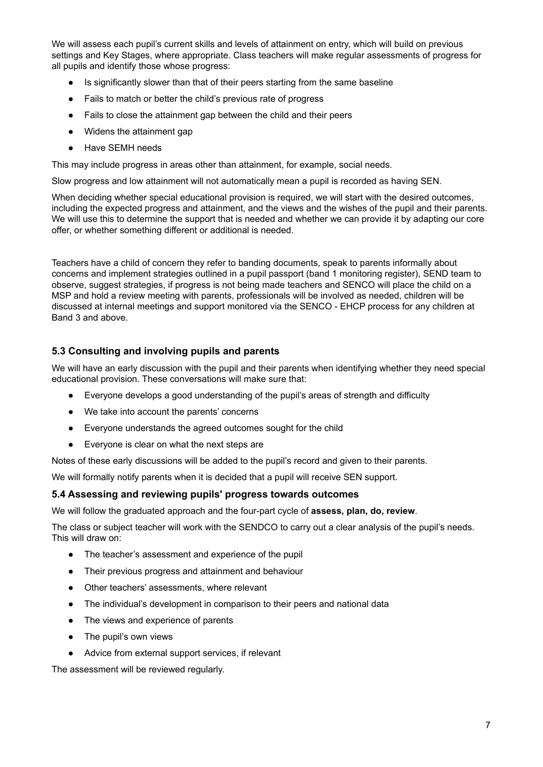We will assess each pupil's current skills and levels of attainment on entry, which will build on previous settings and Key Stages, where appropriate. Class teachers will make regular assessments of progress for all pupils and identify those whose progress:

- Is significantly slower than that of their peers starting from the same baseline
- Fails to match or better the child's previous rate of progress
- Fails to close the attainment gap between the child and their peers
- Widens the attainment gap
- Have SEMH needs

This may include progress in areas other than attainment, for example, social needs.

Slow progress and low attainment will not automatically mean a pupil is recorded as having SEN.

When deciding whether special educational provision is required, we will start with the desired outcomes, including the expected progress and attainment, and the views and the wishes of the pupil and their parents. We will use this to determine the support that is needed and whether we can provide it by adapting our core offer, or whether something different or additional is needed.

Teachers have a child of concern they refer to banding documents, speak to parents informally about concerns and implement strategies outlined in a pupil passport (band 1 monitoring register), SEND team to observe, suggest strategies, if progress is not being made teachers and SENCO will place the child on a MSP and hold a review meeting with parents, professionals will be involved as needed, children will be discussed at internal meetings and support monitored via the SENCO - EHCP process for any children at Band 3 and above.

### 5.3 Consulting and involving pupils and parents

We will have an early discussion with the pupil and their parents when identifying whether they need special educational provision. These conversations will make sure that:

- Everyone develops a good understanding of the pupil's areas of strength and difficulty
- We take into account the parents' concerns
- Everyone understands the agreed outcomes sought for the child
- Everyone is clear on what the next steps are

Notes of these early discussions will be added to the pupil's record and given to their parents.

We will formally notify parents when it is decided that a pupil will receive SEN support.

### 5.4 Assessing and reviewing pupils' progress towards outcomes

We will follow the graduated approach and the four-part cycle of **assess, plan, do, review**.

The class or subject teacher will work with the SENDCO to carry out a clear analysis of the pupil's needs. This will draw on:

- The teacher's assessment and experience of the pupil
- Their previous progress and attainment and behaviour
- Other teachers' assessments, where relevant
- The individual's development in comparison to their peers and national data
- The views and experience of parents
- The pupil's own views
- Advice from external support services, if relevant

The assessment will be reviewed regularly.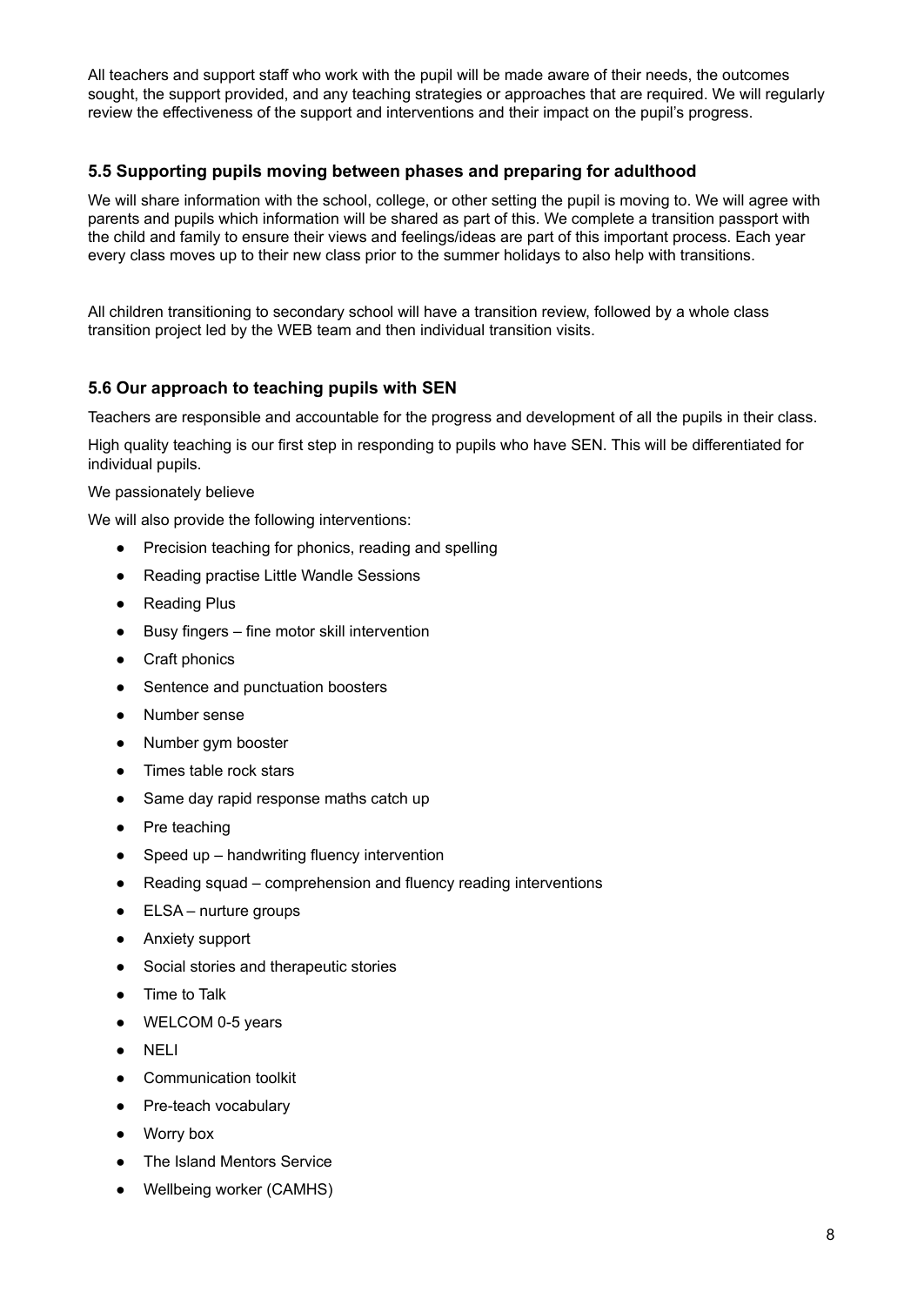All teachers and support staff who work with the pupil will be made aware of their needs, the outcomes sought, the support provided, and any teaching strategies or approaches that are required. We will regularly review the effectiveness of the support and interventions and their impact on the pupil's progress.

### 5.5 Supporting pupils moving between phases and preparing for adulthood

We will share information with the school, college, or other setting the pupil is moving to. We will agree with parents and pupils which information will be shared as part of this. We complete a transition passport with the child and family to ensure their views and feelings/ideas are part of this important process. Each year every class moves up to their new class prior to the summer holidays to also help with transitions.

All children transitioning to secondary school will have a transition review, followed by a whole class transition project led by the WEB team and then individual transition visits.

### 5.6 Our approach to teaching pupils with SEN

Teachers are responsible and accountable for the progress and development of all the pupils in their class.

High quality teaching is our first step in responding to pupils who have SEN. This will be differentiated for individual pupils.

We passionately believe

We will also provide the following interventions:

- Precision teaching for phonics, reading and spelling
- Reading practise Little Wandle Sessions
- Reading Plus
- Busy fingers – fine motor skill intervention
- Craft phonics
- Sentence and punctuation boosters
- Number sense
- Number gym booster
- Times table rock stars
- Same day rapid response maths catch up
- Pre teaching
- Speed up – handwriting fluency intervention
- Reading squad – comprehension and fluency reading interventions
- ELSA – nurture groups
- Anxiety support
- Social stories and therapeutic stories
- Time to Talk
- WELCOM 0-5 years
- NELI
- Communication toolkit
- Pre-teach vocabulary
- Worry box
- The Island Mentors Service
- Wellbeing worker (CAMHS)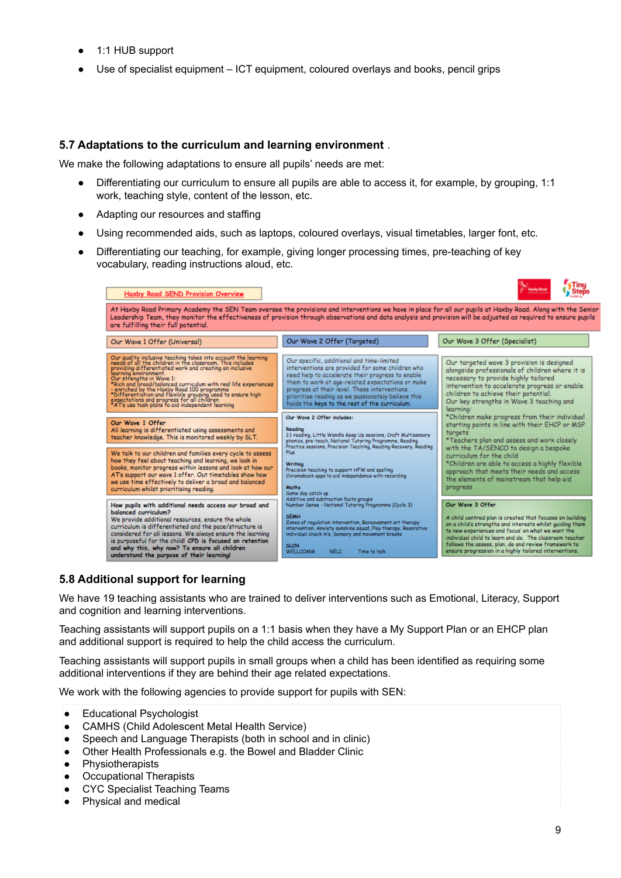- 1:1 HUB support
- Use of specialist equipment – ICT equipment, coloured overlays and books, pencil grips

### 5.7 Adaptations to the curriculum and learning environment .

We make the following adaptations to ensure all pupils' needs are met:

- Differentiating our curriculum to ensure all pupils are able to access it, for example, by grouping, 1:1 work, teaching style, content of the lesson, etc.
- Adapting our resources and staffing
- Using recommended aids, such as laptops, coloured overlays, visual timetables, larger font, etc.
- Differentiating our teaching, for example, giving longer processing times, pre-teaching of key vocabulary, reading instructions aloud, etc.

**Haxby Road SEND Provision Overview**

At Haxby Road Primary Academy the SEN Team oversee the provisions and interventions we have in place for all our pupils at Haxby Road. Along with the Senior Leadership Team, they monitor the effectiveness of provision through observations and data analysis and provision will be adjusted as required to ensure pupils are fulfilling their full potential.

| Our Wave 1 Offer (Universal) | Our Wave 2 Offer (Targeted) | Our Wave 3 Offer (Specialist) |
|---|---|---|
| Our quality inclusive teaching takes into account the learning needs of all the children in the classroom. This includes providing differentiated work and creating an inclusive learning environment. Our strengths in Wave 1: *Rich and broad/balanced curriculum with real life experiences enriched by the Haxby Road 100 programme *Differentiation and flexible grouping used to ensure high expectations and progress for all children *ATs use task plans to aid independent learning | Our specific, additional and time-limited interventions are provided for some children who need help to accelerate their progress to enable them to work at age-related expectations or make progress at their level. These interventions prioritise reading as we passionately believe this holds the keys to the rest of the curriculum. | Our targeted wave 3 provision is designed alongside professionals of children where it is necessary to provide highly tailored intervention to accelerate progress or enable children to achieve their potential. Our key strengths in Wave 3 teaching and learning: *Children make progress from their individual starting points in line with their EHCP or MSP targets *Teachers plan and assess and work closely with the TA/SENCO to design a bespoke curriculum for the child *Children are able to access a highly flexible approach that meets their needs and access the elements of mainstream that help aid progress |
| **Our Wave 1 Offer** All learning is differentiated using assessments and teacher knowledge. This is monitored weekly by SLT. We talk to our children and families every cycle to assess how they feel about teaching and learning, we look in books, monitor progress within lessons and look at how our ATs support our wave 1 offer. Our timetables show how we use time effectively to deliver a broad and balanced curriculum whilst prioritising reading. | **Our Wave 2 Offer includes:** **Reading** 1:1 reading, Little Wandle Keep Up sessions, Craft Multisensory phonics, pre-teach, National Tutoring Programme, Reading Practice sessions, Precision Teaching, Reading Recovery, Reading Plus **Writing** Precision teaching to support HFW and spelling Chromebook apps to aid independence with recording **Maths** Same day catch up Additive and subtraction facts groups Number Sense - National Tutoring Programme (Cycle 3) **SEMH** Zones of regulation intervention, Bereavement art therapy intervention, Anxiety sunshine squad, Play therapy, Restorative individual check in's, Sensory and movement breaks **SLCN** WELLCOMM NELI Time to talk | **Our Wave 3 Offer** A child centred plan is created that focuses on building on a child's strengths and interests whilst guiding them to new experiences and focus on what we want the individual child to learn and do. The classroom teacher follows the assess, plan, do and review framework to ensure progression in a highly tailored interventions. |
| **How pupils with additional needs access our broad and balanced curriculum?** We provide additional resources, ensure the whole curriculum is differentiated and the pace/structure is considered for all lessons. We always ensure the learning is purposeful for the child! CPD is focused on retention and why this, why now? To ensure all children understand the purpose of their learning! | | |

### 5.8 Additional support for learning

We have 19 teaching assistants who are trained to deliver interventions such as Emotional, Literacy, Support and cognition and learning interventions.

Teaching assistants will support pupils on a 1:1 basis when they have a My Support Plan or an EHCP plan and additional support is required to help the child access the curriculum.

Teaching assistants will support pupils in small groups when a child has been identified as requiring some additional interventions if they are behind their age related expectations.

We work with the following agencies to provide support for pupils with SEN:

- Educational Psychologist
- CAMHS (Child Adolescent Metal Health Service)
- Speech and Language Therapists (both in school and in clinic)
- Other Health Professionals e.g. the Bowel and Bladder Clinic
- Physiotherapists
- Occupational Therapists
- CYC Specialist Teaching Teams
- Physical and medical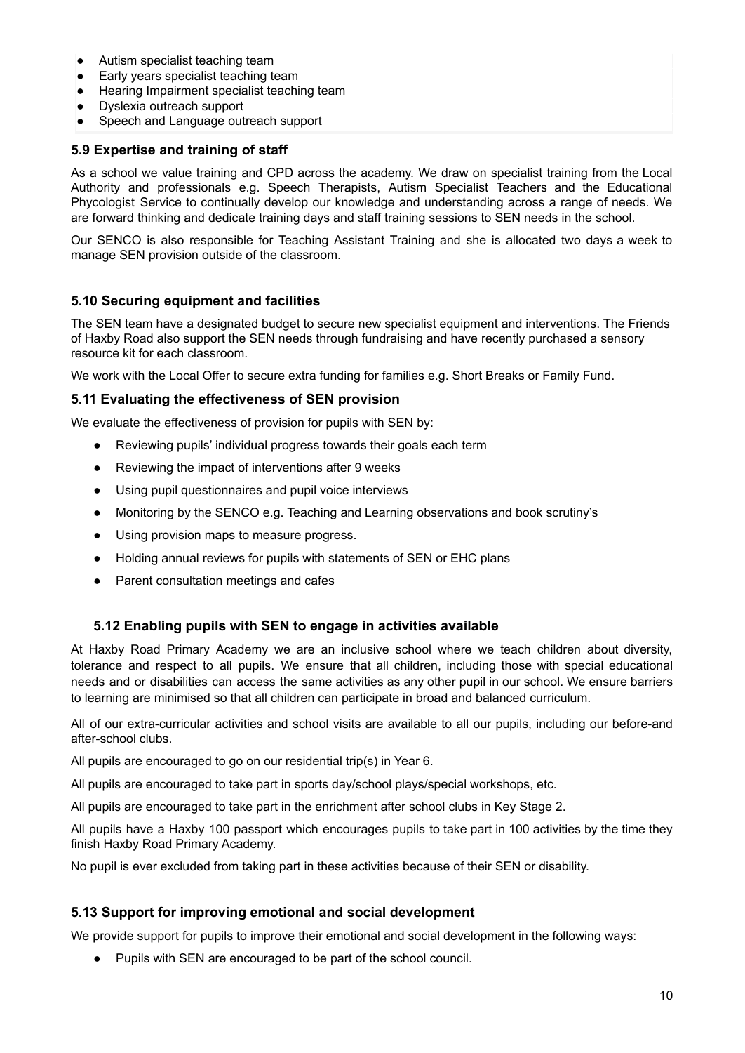- Autism specialist teaching team
- Early years specialist teaching team
- Hearing Impairment specialist teaching team
- Dyslexia outreach support
- Speech and Language outreach support

### 5.9 Expertise and training of staff

As a school we value training and CPD across the academy. We draw on specialist training from the Local Authority and professionals e.g. Speech Therapists, Autism Specialist Teachers and the Educational Phycologist Service to continually develop our knowledge and understanding across a range of needs. We are forward thinking and dedicate training days and staff training sessions to SEN needs in the school.

Our SENCO is also responsible for Teaching Assistant Training and she is allocated two days a week to manage SEN provision outside of the classroom.

### 5.10 Securing equipment and facilities

The SEN team have a designated budget to secure new specialist equipment and interventions. The Friends of Haxby Road also support the SEN needs through fundraising and have recently purchased a sensory resource kit for each classroom.

We work with the Local Offer to secure extra funding for families e.g. Short Breaks or Family Fund.

### 5.11 Evaluating the effectiveness of SEN provision

We evaluate the effectiveness of provision for pupils with SEN by:

- Reviewing pupils' individual progress towards their goals each term
- Reviewing the impact of interventions after 9 weeks
- Using pupil questionnaires and pupil voice interviews
- Monitoring by the SENCO e.g. Teaching and Learning observations and book scrutiny's
- Using provision maps to measure progress.
- Holding annual reviews for pupils with statements of SEN or EHC plans
- Parent consultation meetings and cafes

### 5.12 Enabling pupils with SEN to engage in activities available

At Haxby Road Primary Academy we are an inclusive school where we teach children about diversity, tolerance and respect to all pupils. We ensure that all children, including those with special educational needs and or disabilities can access the same activities as any other pupil in our school. We ensure barriers to learning are minimised so that all children can participate in broad and balanced curriculum.

All of our extra-curricular activities and school visits are available to all our pupils, including our before-and after-school clubs.

All pupils are encouraged to go on our residential trip(s) in Year 6.

All pupils are encouraged to take part in sports day/school plays/special workshops, etc.

All pupils are encouraged to take part in the enrichment after school clubs in Key Stage 2.

All pupils have a Haxby 100 passport which encourages pupils to take part in 100 activities by the time they finish Haxby Road Primary Academy.

No pupil is ever excluded from taking part in these activities because of their SEN or disability.

### 5.13 Support for improving emotional and social development

We provide support for pupils to improve their emotional and social development in the following ways:

- Pupils with SEN are encouraged to be part of the school council.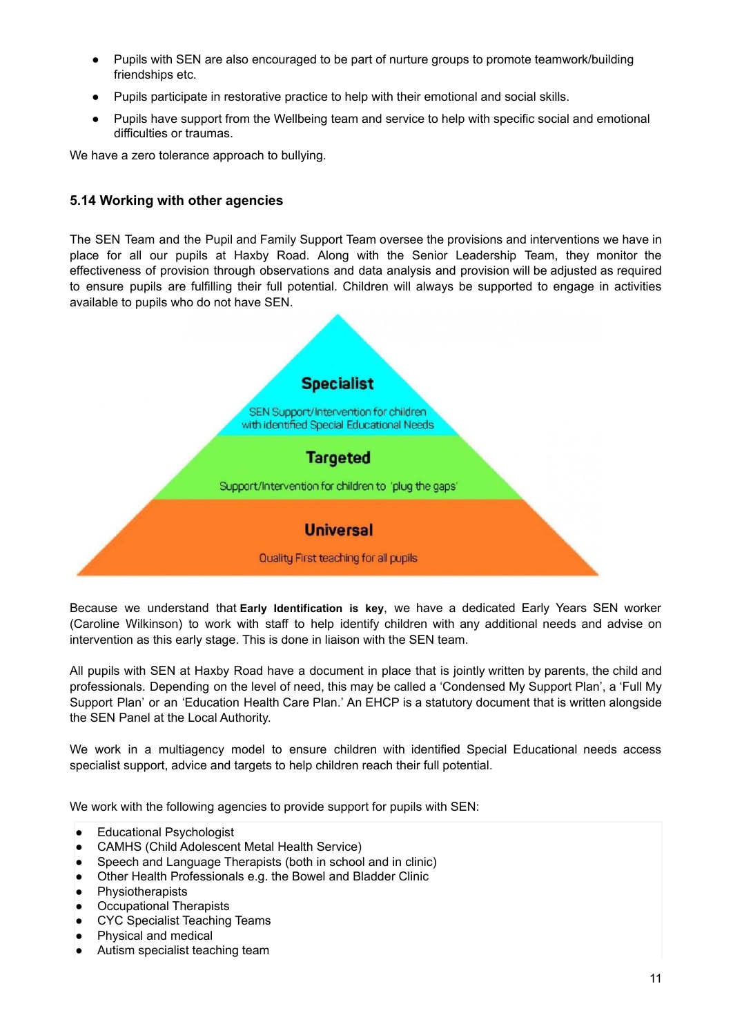- Pupils with SEN are also encouraged to be part of nurture groups to promote teamwork/building friendships etc.
- Pupils participate in restorative practice to help with their emotional and social skills.
- Pupils have support from the Wellbeing team and service to help with specific social and emotional difficulties or traumas.

We have a zero tolerance approach to bullying.

### 5.14 Working with other agencies

The SEN Team and the Pupil and Family Support Team oversee the provisions and interventions we have in place for all our pupils at Haxby Road. Along with the Senior Leadership Team, they monitor the effectiveness of provision through observations and data analysis and provision will be adjusted as required to ensure pupils are fulfilling their full potential. Children will always be supported to engage in activities available to pupils who do not have SEN.

**Specialist**

SEN Support/Intervention for children with identified Special Educational Needs

**Targeted**

Support/Intervention for children to 'plug the gaps'

**Universal**

Quality First teaching for all pupils

Because we understand that **Early Identification is key**, we have a dedicated Early Years SEN worker (Caroline Wilkinson) to work with staff to help identify children with any additional needs and advise on intervention as this early stage. This is done in liaison with the SEN team.

All pupils with SEN at Haxby Road have a document in place that is jointly written by parents, the child and professionals. Depending on the level of need, this may be called a 'Condensed My Support Plan', a 'Full My Support Plan' or an 'Education Health Care Plan.' An EHCP is a statutory document that is written alongside the SEN Panel at the Local Authority.

We work in a multiagency model to ensure children with identified Special Educational needs access specialist support, advice and targets to help children reach their full potential.

We work with the following agencies to provide support for pupils with SEN:

- Educational Psychologist
- CAMHS (Child Adolescent Metal Health Service)
- Speech and Language Therapists (both in school and in clinic)
- Other Health Professionals e.g. the Bowel and Bladder Clinic
- Physiotherapists
- Occupational Therapists
- CYC Specialist Teaching Teams
- Physical and medical
- Autism specialist teaching team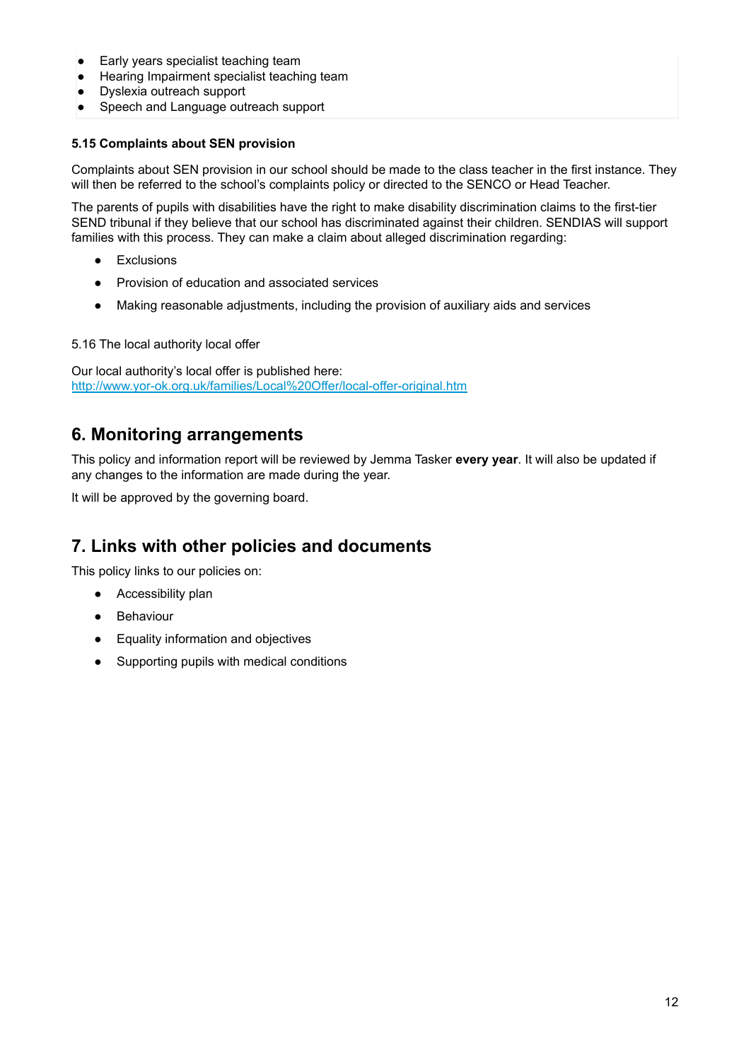- Early years specialist teaching team
- Hearing Impairment specialist teaching team
- Dyslexia outreach support
- Speech and Language outreach support

#### 5.15 Complaints about SEN provision

Complaints about SEN provision in our school should be made to the class teacher in the first instance. They will then be referred to the school's complaints policy or directed to the SENCO or Head Teacher.

The parents of pupils with disabilities have the right to make disability discrimination claims to the first-tier SEND tribunal if they believe that our school has discriminated against their children. SENDIAS will support families with this process. They can make a claim about alleged discrimination regarding:

- Exclusions
- Provision of education and associated services
- Making reasonable adjustments, including the provision of auxiliary aids and services

5.16 The local authority local offer

Our local authority's local offer is published here: [http://www.yor-ok.org.uk/families/Local%20Offer/local-offer-original.htm](http://www.yor-ok.org.uk/families/Local%20Offer/local-offer-original.htm)

## 6. Monitoring arrangements

This policy and information report will be reviewed by Jemma Tasker **every year**. It will also be updated if any changes to the information are made during the year.

It will be approved by the governing board.

## 7. Links with other policies and documents

This policy links to our policies on:

- Accessibility plan
- Behaviour
- Equality information and objectives
- Supporting pupils with medical conditions